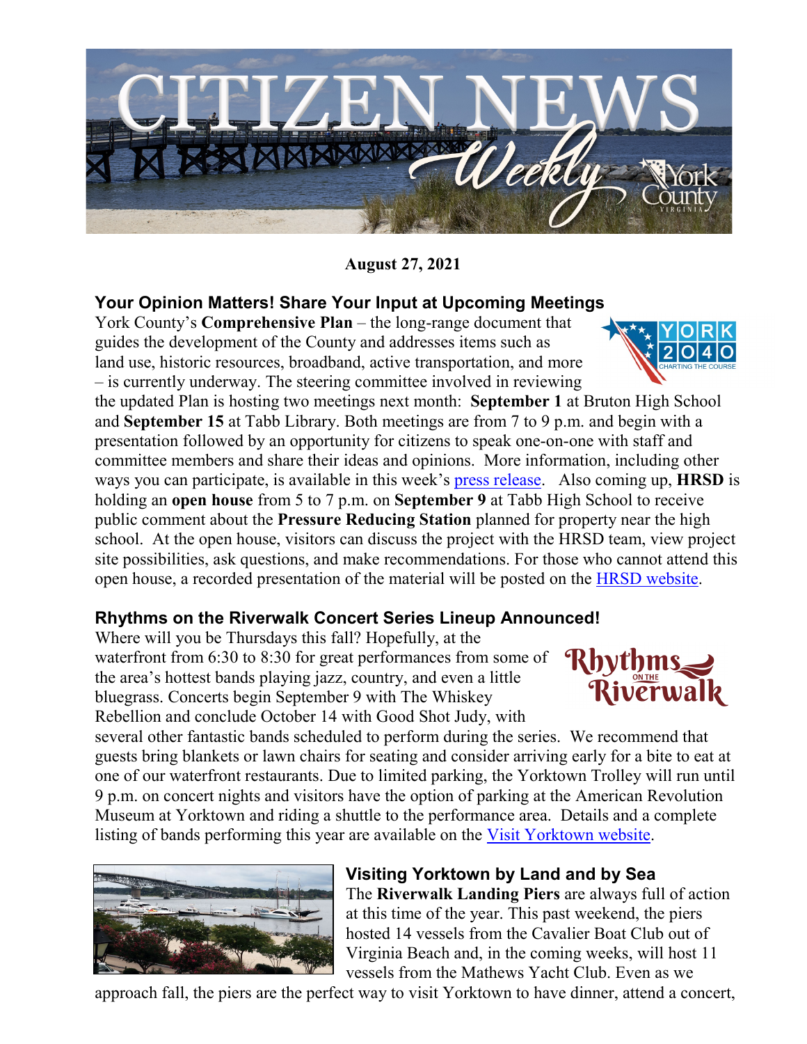# CITIZEN NEWS Weekly

**August 27, 2021**

## Your Opinion Matters! Share Your Input at Upcoming Meetings

York County's **Comprehensive Plan** – the long-range document that guides the development of the County and addresses items such as land use, historic resources, broadband, active transportation, and more – is currently underway. The steering committee involved in reviewing the updated Plan is hosting two meetings next month: **September 1** at Bruton High School and **September 15** at Tabb Library. Both meetings are from 7 to 9 p.m. and begin with a presentation followed by an opportunity for citizens to speak one-on-one with staff and committee members and share their ideas and opinions. More information, including other ways you can participate, is available in this week's press release. Also coming up, **HRSD** is holding an **open house** from 5 to 7 p.m. on **September 9** at Tabb High School to receive public comment about the **Pressure Reducing Station** planned for property near the high school. At the open house, visitors can discuss the project with the HRSD team, view project site possibilities, ask questions, and make recommendations. For those who cannot attend this open house, a recorded presentation of the material will be posted on the HRSD website.

## Rhythms on the Riverwalk Concert Series Lineup Announced!

Where will you be Thursdays this fall? Hopefully, at the waterfront from 6:30 to 8:30 for great performances from some of the area's hottest bands playing jazz, country, and even a little bluegrass. Concerts begin September 9 with The Whiskey Rebellion and conclude October 14 with Good Shot Judy, with several other fantastic bands scheduled to perform during the series. We recommend that guests bring blankets or lawn chairs for seating and consider arriving early for a bite to eat at one of our waterfront restaurants. Due to limited parking, the Yorktown Trolley will run until 9 p.m. on concert nights and visitors have the option of parking at the American Revolution Museum at Yorktown and riding a shuttle to the performance area. Details and a complete listing of bands performing this year are available on the Visit Yorktown website.

## Visiting Yorktown by Land and by Sea

The **Riverwalk Landing Piers** are always full of action at this time of the year. This past weekend, the piers hosted 14 vessels from the Cavalier Boat Club out of Virginia Beach and, in the coming weeks, will host 11 vessels from the Mathews Yacht Club. Even as we approach fall, the piers are the perfect way to visit Yorktown to have dinner, attend a concert,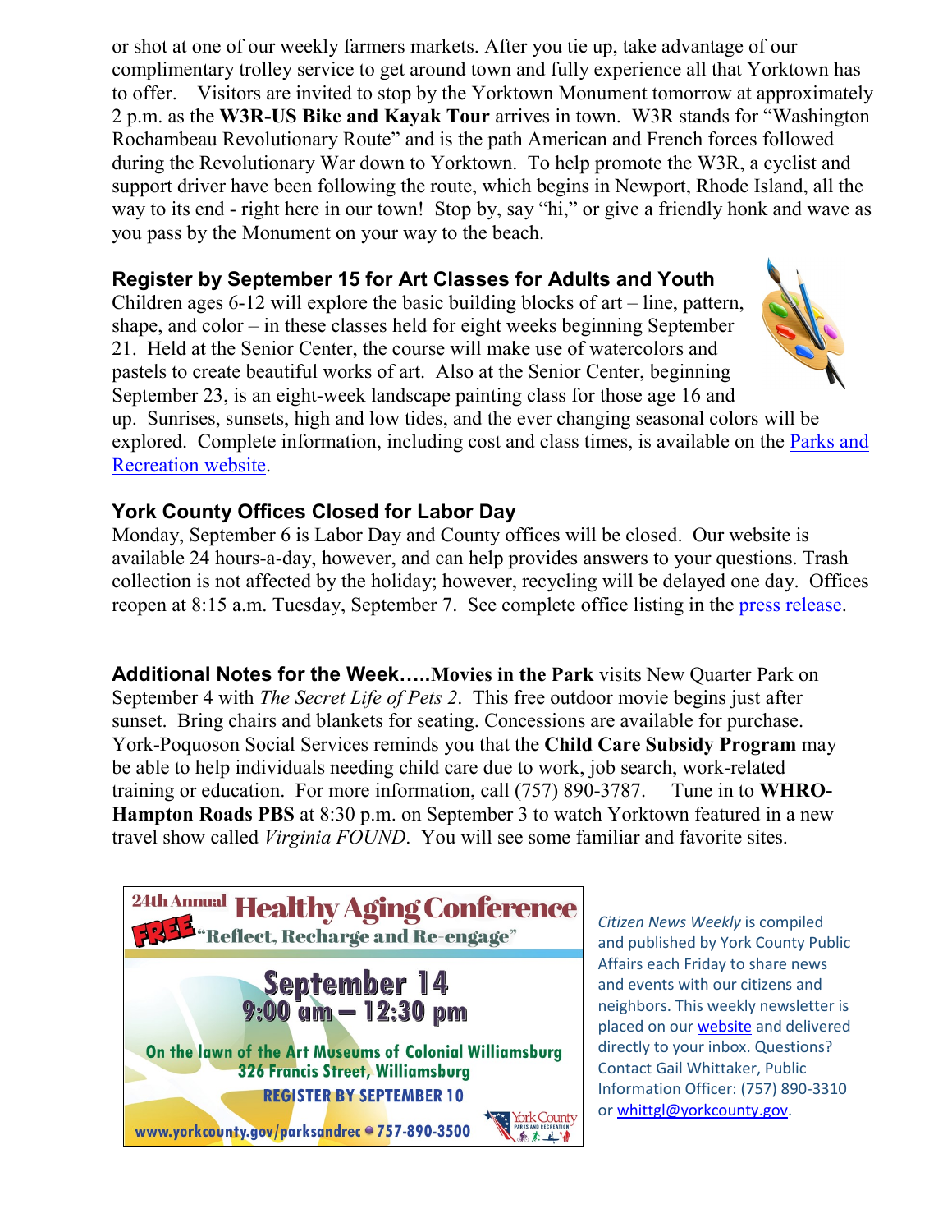or shot at one of our weekly farmers markets. After you tie up, take advantage of our complimentary trolley service to get around town and fully experience all that Yorktown has to offer. Visitors are invited to stop by the Yorktown Monument tomorrow at approximately 2 p.m. as the **W3R-US Bike and Kayak Tour** arrives in town. W3R stands for "Washington Rochambeau Revolutionary Route" and is the path American and French forces followed during the Revolutionary War down to Yorktown. To help promote the W3R, a cyclist and support driver have been following the route, which begins in Newport, Rhode Island, all the way to its end - right here in our town! Stop by, say "hi," or give a friendly honk and wave as you pass by the Monument on your way to the beach.

### Register by September 15 for Art Classes for Adults and Youth

Children ages 6-12 will explore the basic building blocks of art – line, pattern, shape, and color – in these classes held for eight weeks beginning September 21. Held at the Senior Center, the course will make use of watercolors and pastels to create beautiful works of art. Also at the Senior Center, beginning September 23, is an eight-week landscape painting class for those age 16 and up. Sunrises, sunsets, high and low tides, and the ever changing seasonal colors will be explored. Complete information, including cost and class times, is available on the Parks and Recreation website.

### York County Offices Closed for Labor Day

Monday, September 6 is Labor Day and County offices will be closed. Our website is available 24 hours-a-day, however, and can help provides answers to your questions. Trash collection is not affected by the holiday; however, recycling will be delayed one day. Offices reopen at 8:15 a.m. Tuesday, September 7. See complete office listing in the press release.

**Additional Notes for the Week…..Movies in the Park** visits New Quarter Park on September 4 with *The Secret Life of Pets 2*. This free outdoor movie begins just after sunset. Bring chairs and blankets for seating. Concessions are available for purchase. York-Poquoson Social Services reminds you that the **Child Care Subsidy Program** may be able to help individuals needing child care due to work, job search, work-related training or education. For more information, call (757) 890-3787. Tune in to **WHRO-Hampton Roads PBS** at 8:30 p.m. on September 3 to watch Yorktown featured in a new travel show called *Virginia FOUND*. You will see some familiar and favorite sites.

24th Annual **Healthy Aging Conference**
FREE "Reflect, Recharge and Re-engage"
**September 14**
**9:00 am – 12:30 pm**
On the lawn of the Art Museums of Colonial Williamsburg
326 Francis Street, Williamsburg
REGISTER BY SEPTEMBER 10
www.yorkcounty.gov/parksandrec • 757-890-3500
York County Parks and Recreation

*Citizen News Weekly* is compiled and published by York County Public Affairs each Friday to share news and events with our citizens and neighbors. This weekly newsletter is placed on our website and delivered directly to your inbox. Questions? Contact Gail Whittaker, Public Information Officer: (757) 890-3310 or whittgl@yorkcounty.gov.